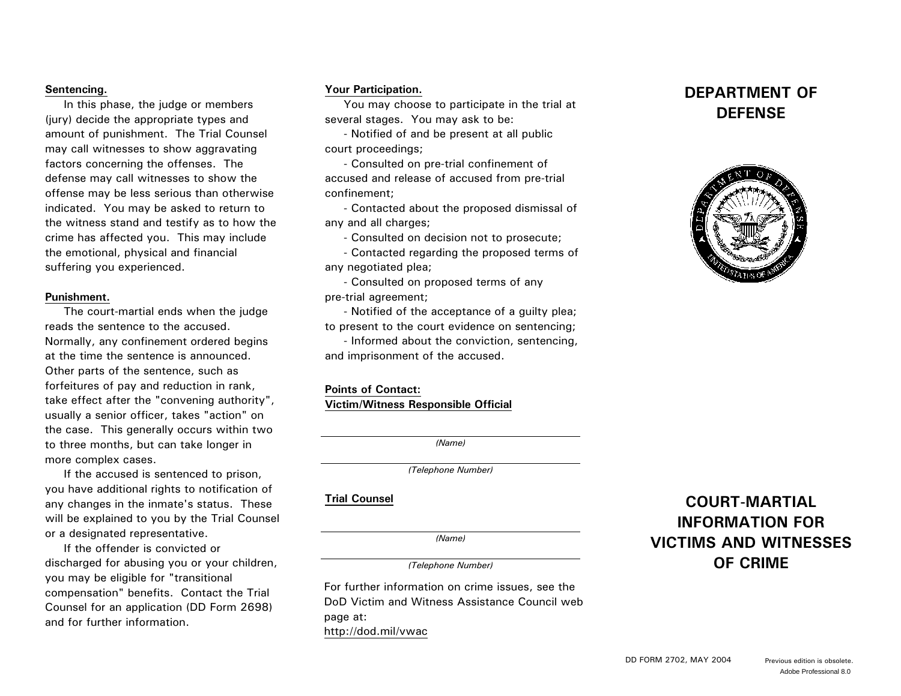**Sentencing.**

In this phase, the judge or members (jury) decide the appropriate types and amount of punishment. The Trial Counsel may call witnesses to show aggravating factors concerning the offenses. The defense may call witnesses to show the offense may be less serious than otherwise indicated. You may be asked to return to the witness stand and testify as to how the crime has affected you. This may include the emotional, physical and financial suffering you experienced.

**Punishment.**

The court-martial ends when the judge reads the sentence to the accused. Normally, any confinement ordered begins at the time the sentence is announced. Other parts of the sentence, such as forfeitures of pay and reduction in rank, take effect after the "convening authority", usually a senior officer, takes "action" on the case. This generally occurs within two to three months, but can take longer in more complex cases.

If the accused is sentenced to prison, you have additional rights to notification of any changes in the inmate's status. These will be explained to you by the Trial Counsel or a designated representative.

If the offender is convicted or discharged for abusing you or your children, you may be eligible for "transitional compensation" benefits. Contact the Trial Counsel for an application (DD Form 2698) and for further information.

**Your Participation.**

You may choose to participate in the trial at several stages. You may ask to be:

- Notified of and be present at all public court proceedings;
- Consulted on pre-trial confinement of accused and release of accused from pre-trial confinement;
- Contacted about the proposed dismissal of any and all charges;
- Consulted on decision not to prosecute;
- Contacted regarding the proposed terms of any negotiated plea;
- Consulted on proposed terms of any pre-trial agreement;
- Notified of the acceptance of a guilty plea; to present to the court evidence on sentencing;
- Informed about the conviction, sentencing, and imprisonment of the accused.

**Points of Contact:**
**Victim/Witness Responsible Official**

_______________________________
*(Name)*

_______________________________
*(Telephone Number)*

**Trial Counsel**

_______________________________
*(Name)*

_______________________________
*(Telephone Number)*

For further information on crime issues, see the DoD Victim and Witness Assistance Council web page at:
http://dod.mil/vwac

# DEPARTMENT OF DEFENSE

# COURT-MARTIAL INFORMATION FOR VICTIMS AND WITNESSES OF CRIME

DD FORM 2702, MAY 2004 Previous edition is obsolete. Adobe Professional 8.0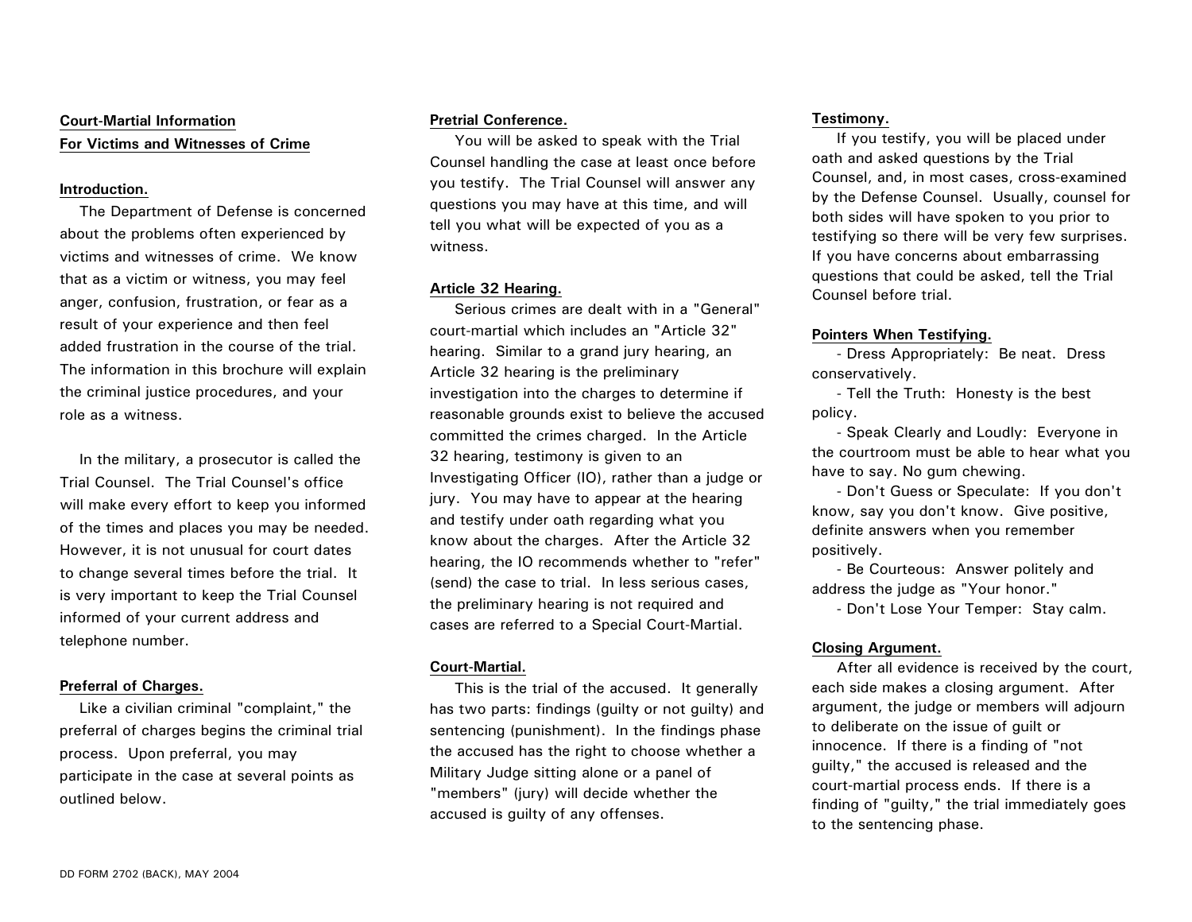## Court-Martial Information For Victims and Witnesses of Crime

### Introduction.

The Department of Defense is concerned about the problems often experienced by victims and witnesses of crime. We know that as a victim or witness, you may feel anger, confusion, frustration, or fear as a result of your experience and then feel added frustration in the course of the trial. The information in this brochure will explain the criminal justice procedures, and your role as a witness.

In the military, a prosecutor is called the Trial Counsel. The Trial Counsel's office will make every effort to keep you informed of the times and places you may be needed. However, it is not unusual for court dates to change several times before the trial. It is very important to keep the Trial Counsel informed of your current address and telephone number.

### Preferral of Charges.

Like a civilian criminal "complaint," the preferral of charges begins the criminal trial process. Upon preferral, you may participate in the case at several points as outlined below.

### Pretrial Conference.

You will be asked to speak with the Trial Counsel handling the case at least once before you testify. The Trial Counsel will answer any questions you may have at this time, and will tell you what will be expected of you as a witness.

### Article 32 Hearing.

Serious crimes are dealt with in a "General" court-martial which includes an "Article 32" hearing. Similar to a grand jury hearing, an Article 32 hearing is the preliminary investigation into the charges to determine if reasonable grounds exist to believe the accused committed the crimes charged. In the Article 32 hearing, testimony is given to an Investigating Officer (IO), rather than a judge or jury. You may have to appear at the hearing and testify under oath regarding what you know about the charges. After the Article 32 hearing, the IO recommends whether to "refer" (send) the case to trial. In less serious cases, the preliminary hearing is not required and cases are referred to a Special Court-Martial.

### Court-Martial.

This is the trial of the accused. It generally has two parts: findings (guilty or not guilty) and sentencing (punishment). In the findings phase the accused has the right to choose whether a Military Judge sitting alone or a panel of "members" (jury) will decide whether the accused is guilty of any offenses.

### Testimony.

If you testify, you will be placed under oath and asked questions by the Trial Counsel, and, in most cases, cross-examined by the Defense Counsel. Usually, counsel for both sides will have spoken to you prior to testifying so there will be very few surprises. If you have concerns about embarrassing questions that could be asked, tell the Trial Counsel before trial.

### Pointers When Testifying.

- Dress Appropriately: Be neat. Dress conservatively.
- Tell the Truth: Honesty is the best policy.
- Speak Clearly and Loudly: Everyone in the courtroom must be able to hear what you have to say. No gum chewing.
- Don't Guess or Speculate: If you don't know, say you don't know. Give positive, definite answers when you remember positively.
- Be Courteous: Answer politely and address the judge as "Your honor."
- Don't Lose Your Temper: Stay calm.

### Closing Argument.

After all evidence is received by the court, each side makes a closing argument. After argument, the judge or members will adjourn to deliberate on the issue of guilt or innocence. If there is a finding of "not guilty," the accused is released and the court-martial process ends. If there is a finding of "guilty," the trial immediately goes to the sentencing phase.

DD FORM 2702 (BACK), MAY 2004